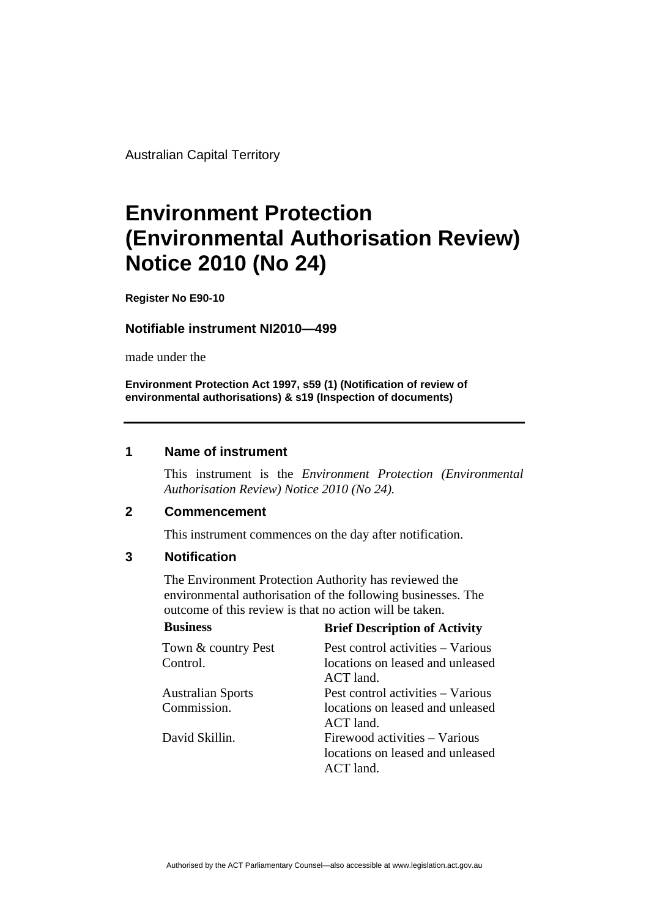Australian Capital Territory

# Environment Protection (Environmental Authorisation Review) Notice 2010 (No 24)

**Register No E90-10**

**Notifiable instrument NI2010—499**

made under the

**Environment Protection Act 1997, s59 (1) (Notification of review of environmental authorisations) & s19 (Inspection of documents)**

---

## 1 Name of instrument

This instrument is the *Environment Protection (Environmental Authorisation Review) Notice 2010 (No 24).*

## 2 Commencement

This instrument commences on the day after notification.

## 3 Notification

The Environment Protection Authority has reviewed the environmental authorisation of the following businesses. The outcome of this review is that no action will be taken.

| Business | Brief Description of Activity |
|---|---|
| Town & country Pest Control. | Pest control activities – Various locations on leased and unleased ACT land. |
| Australian Sports Commission. | Pest control activities – Various locations on leased and unleased ACT land. |
| David Skillin. | Firewood activities – Various locations on leased and unleased ACT land. |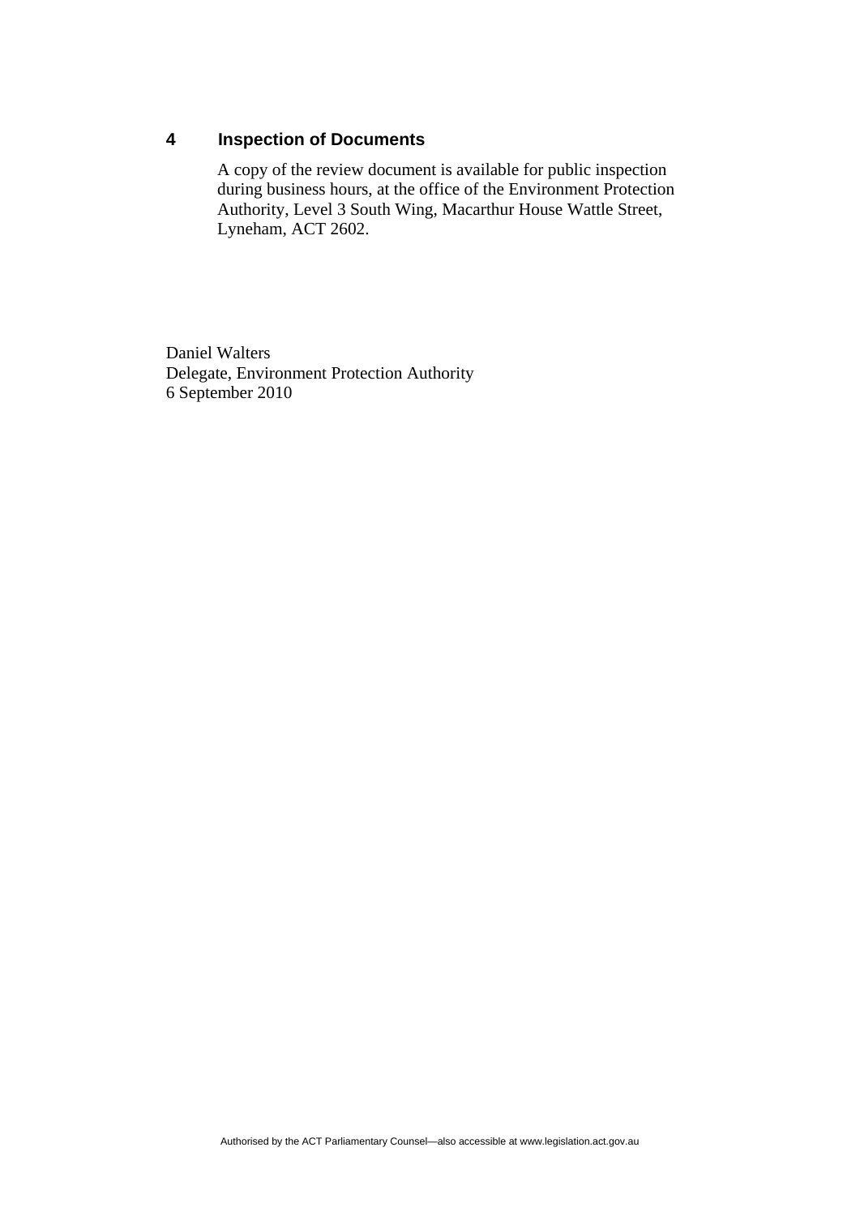## 4 Inspection of Documents

A copy of the review document is available for public inspection during business hours, at the office of the Environment Protection Authority, Level 3 South Wing, Macarthur House Wattle Street, Lyneham, ACT 2602.

Daniel Walters
Delegate, Environment Protection Authority
6 September 2010